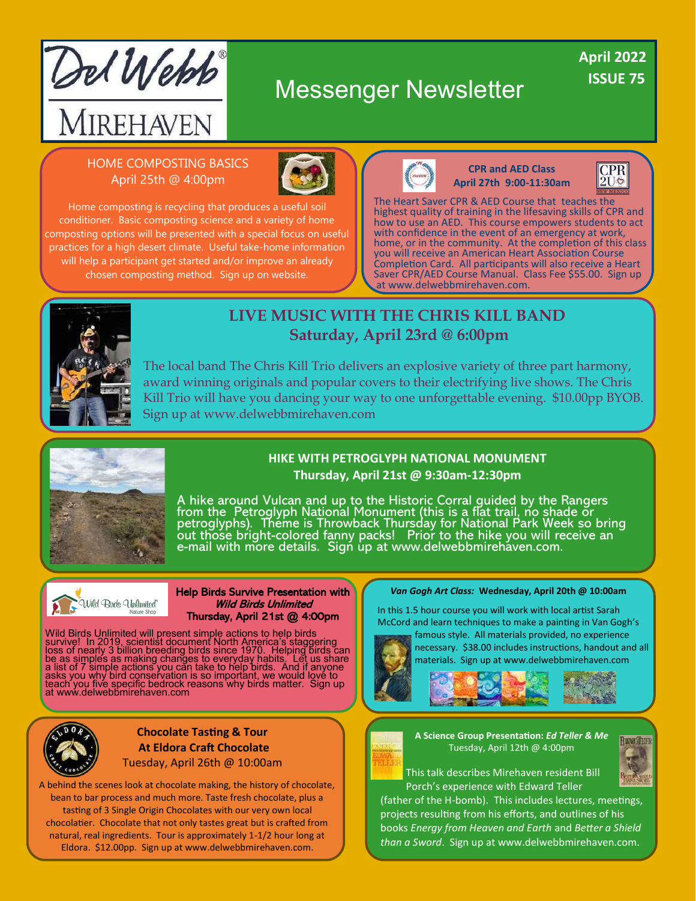# Del Webb Mirehaven

## Messenger Newsletter

**April 2022**
**ISSUE 75**

### HOME COMPOSTING BASICS
April 25th @ 4:00pm

Home composting is recycling that produces a useful soil conditioner. Basic composting science and a variety of home composting options will be presented with a special focus on useful practices for a high desert climate. Useful take-home information will help a participant get started and/or improve an already chosen composting method. Sign up on website.

### CPR and AED Class
**April 27th 9:00-11:30am**

The Heart Saver CPR & AED Course that teaches the highest quality of training in the lifesaving skills of CPR and how to use an AED. This course empowers students to act with confidence in the event of an emergency at work, home, or in the community. At the completion of this class you will receive an American Heart Association Course Completion Card. All participants will also receive a Heart Saver CPR/AED Course Manual. Class Fee $55.00. Sign up at www.delwebbmirehaven.com.

### LIVE MUSIC WITH THE CHRIS KILL BAND
**Saturday, April 23rd @ 6:00pm**

The local band The Chris Kill Trio delivers an explosive variety of three part harmony, award winning originals and popular covers to their electrifying live shows. The Chris Kill Trio will have you dancing your way to one unforgettable evening. $10.00pp BYOB. Sign up at www.delwebbmirehaven.com

### HIKE WITH PETROGLYPH NATIONAL MONUMENT
**Thursday, April 21st @ 9:30am-12:30pm**

A hike around Vulcan and up to the Historic Corral guided by the Rangers from the Petroglyph National Monument (this is a flat trail, no shade or petroglyphs). Theme is Throwback Thursday for National Park Week so bring out those bright-colored fanny packs! Prior to the hike you will receive an e-mail with more details. Sign up at www.delwebbmirehaven.com.

### Help Birds Survive Presentation with *Wild Birds Unlimited*
**Thursday, April 21st @ 4:00pm**

Wild Birds Unlimited will present simple actions to help birds survive! In 2019, scientist document North America's staggering loss of nearly 3 billion breeding birds since 1970. Helping birds can be as simples as making changes to everyday habits. Let us share a list of 7 simple actions you can take to help birds. And if anyone asks you why bird conservation is so important, we would love to teach you five specific bedrock reasons why birds matter. Sign up at www.delwebbmirehaven.com

### *Van Gogh Art Class:* Wednesday, April 20th @ 10:00am

In this 1.5 hour course you will work with local artist Sarah McCord and learn techniques to make a painting in Van Gogh's famous style. All materials provided, no experience necessary. $38.00 includes instructions, handout and all materials. Sign up at www.delwebbmirehaven.com

### Chocolate Tasting & Tour At Eldora Craft Chocolate
Tuesday, April 26th @ 10:00am

A behind the scenes look at chocolate making, the history of chocolate, bean to bar process and much more. Taste fresh chocolate, plus a tasting of 3 Single Origin Chocolates with our very own local chocolatier. Chocolate that not only tastes great but is crafted from natural, real ingredients. Tour is approximately 1-1/2 hour long at Eldora. $12.00pp. Sign up at www.delwebbmirehaven.com.

### A Science Group Presentation: *Ed Teller & Me*
Tuesday, April 12th @ 4:00pm

This talk describes Mirehaven resident Bill Porch's experience with Edward Teller (father of the H-bomb). This includes lectures, meetings, projects resulting from his efforts, and outlines of his books *Energy from Heaven and Earth* and *Better a Shield than a Sword*. Sign up at www.delwebbmirehaven.com.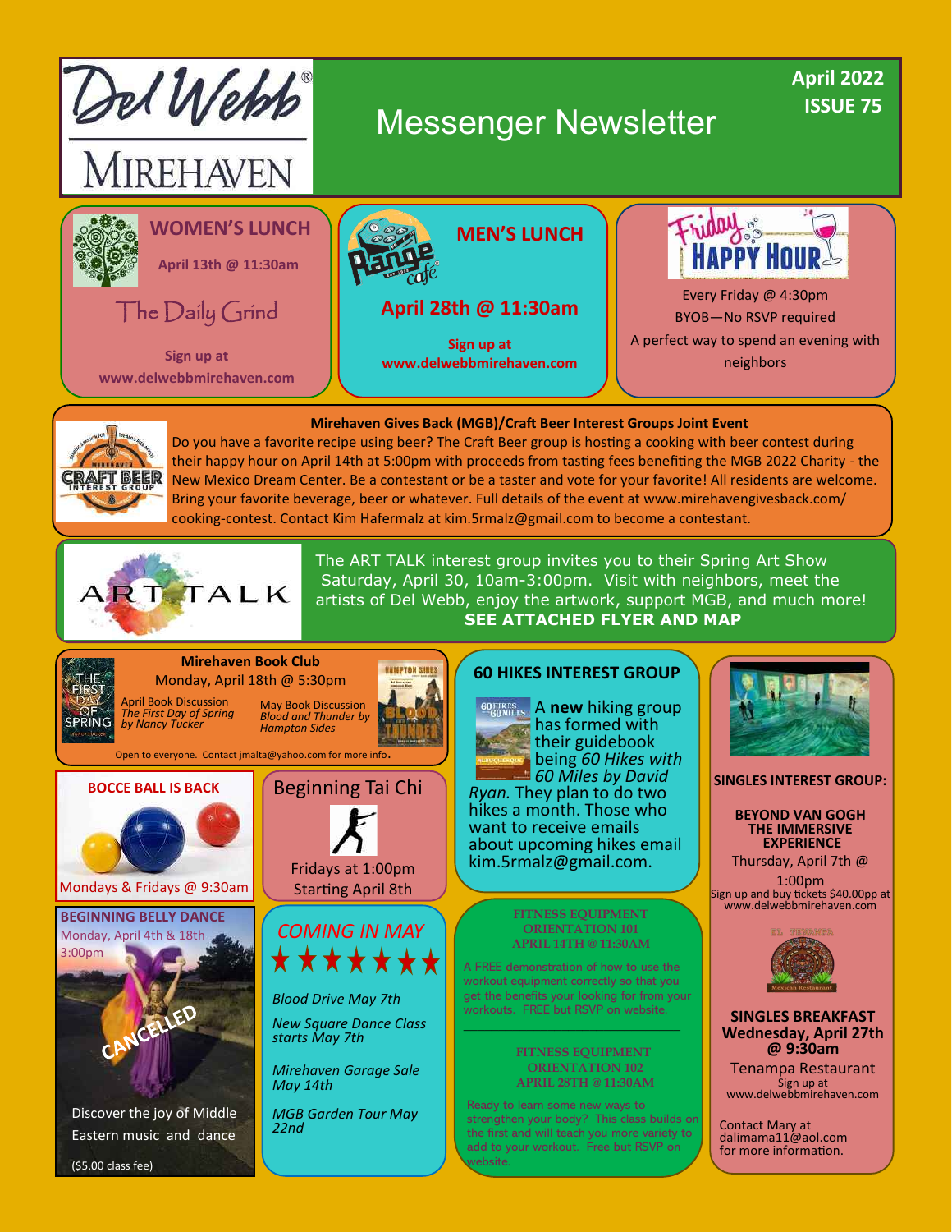# Del Webb Mirehaven Messenger Newsletter

**April 2022**
**ISSUE 75**

## WOMEN'S LUNCH

**April 13th @ 11:30am**

The Daily Grind

**Sign up at www.delwebbmirehaven.com**

## MEN'S LUNCH

Range Café

**April 28th @ 11:30am**

**Sign up at www.delwebbmirehaven.com**

## Friday Happy Hour

Every Friday @ 4:30pm

BYOB—No RSVP required

A perfect way to spend an evening with neighbors

## Mirehaven Gives Back (MGB)/Craft Beer Interest Groups Joint Event

Do you have a favorite recipe using beer? The Craft Beer group is hosting a cooking with beer contest during their happy hour on April 14th at 5:00pm with proceeds from tasting fees benefiting the MGB 2022 Charity - the New Mexico Dream Center. Be a contestant or be a taster and vote for your favorite! All residents are welcome. Bring your favorite beverage, beer or whatever. Full details of the event at www.mirehavengivesback.com/cooking-contest. Contact Kim Hafermalz at kim.5rmalz@gmail.com to become a contestant.

## ART TALK

The ART TALK interest group invites you to their Spring Art Show Saturday, April 30, 10am-3:00pm. Visit with neighbors, meet the artists of Del Webb, enjoy the artwork, support MGB, and much more!

**SEE ATTACHED FLYER AND MAP**

## Mirehaven Book Club

Monday, April 18th @ 5:30pm

April Book Discussion
*The First Day of Spring by Nancy Tucker*

May Book Discussion
*Blood and Thunder by Hampton Sides*

Open to everyone. Contact jmalta@yahoo.com for more info.

## BOCCE BALL IS BACK

Mondays & Fridays @ 9:30am

## Beginning Tai Chi

Fridays at 1:00pm

Starting April 8th

## BEGINNING BELLY DANCE

Monday, April 4th & 18th

3:00pm

CANCELLED

Discover the joy of Middle Eastern music and dance

($5.00 class fee)

## COMING IN MAY

★★★★★★★

*Blood Drive May 7th*

*New Square Dance Class starts May 7th*

*Mirehaven Garage Sale May 14th*

*MGB Garden Tour May 22nd*

## 60 HIKES INTEREST GROUP

A **new** hiking group has formed with their guidebook being *60 Hikes with 60 Miles by David Ryan.* They plan to do two hikes a month. Those who want to receive emails about upcoming hikes email kim.5rmalz@gmail.com.

## FITNESS EQUIPMENT ORIENTATION 101

**APRIL 14TH @ 11:30AM**

A FREE demonstration of how to use the workout equipment correctly so that you get the benefits your looking for from your workouts. FREE but RSVP on website.

## FITNESS EQUIPMENT ORIENTATION 102

**APRIL 28TH @ 11:30AM**

Ready to learn some new ways to strengthen your body? This class builds on the first and will teach you more variety to add to your workout. Free but RSVP on website.

## SINGLES INTEREST GROUP:

### BEYOND VAN GOGH THE IMMERSIVE EXPERIENCE

Thursday, April 7th @ 1:00pm

Sign up and buy tickets $40.00pp at www.delwebbmirehaven.com

### SINGLES BREAKFAST

**Wednesday, April 27th @ 9:30am**

Tenampa Restaurant

Sign up at www.delwebbmirehaven.com

Contact Mary at dalimama11@aol.com for more information.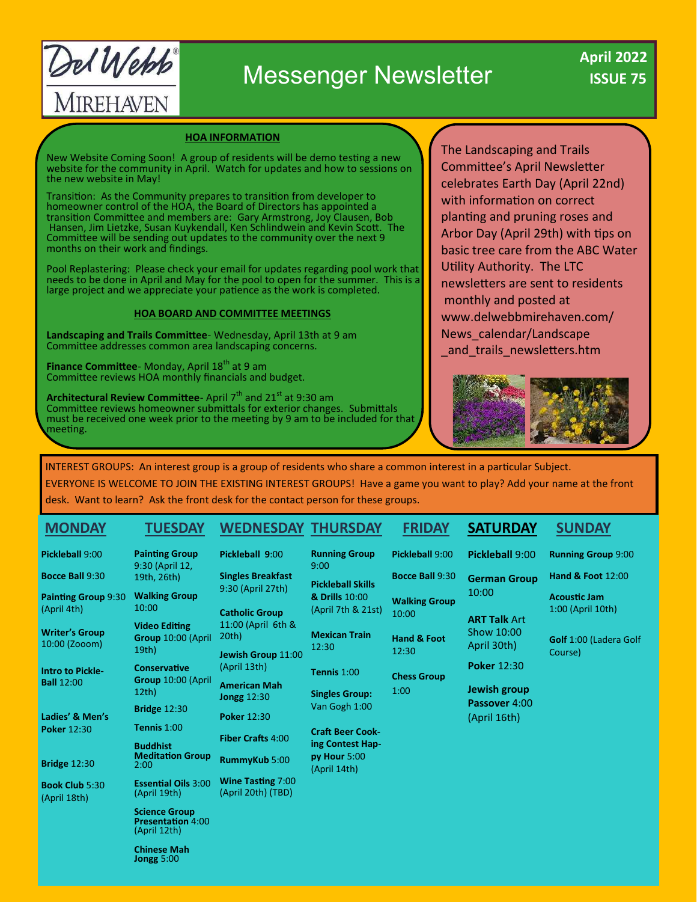# Del Webb Mirehaven Messenger Newsletter

**April 2022**
**ISSUE 75**

## HOA INFORMATION

New Website Coming Soon! A group of residents will be demo testing a new website for the community in April. Watch for updates and how to sessions on the new website in May!

Transition: As the Community prepares to transition from developer to homeowner control of the HOA, the Board of Directors has appointed a transition Committee and members are: Gary Armstrong, Joy Clausen, Bob Hansen, Jim Lietzke, Susan Kuykendall, Ken Schlindwein and Kevin Scott. The Committee will be sending out updates to the community over the next 9 months on their work and findings.

Pool Replastering: Please check your email for updates regarding pool work that needs to be done in April and May for the pool to open for the summer. This is a large project and we appreciate your patience as the work is completed.

## HOA BOARD AND COMMITTEE MEETINGS

**Landscaping and Trails Committee**- Wednesday, April 13th at 9 am
Committee addresses common area landscaping concerns.

**Finance Committee**- Monday, April 18th at 9 am
Committee reviews HOA monthly financials and budget.

**Architectural Review Committee**- April 7th and 21st at 9:30 am
Committee reviews homeowner submittals for exterior changes. Submittals must be received one week prior to the meeting by 9 am to be included for that meeting.

The Landscaping and Trails Committee's April Newsletter celebrates Earth Day (April 22nd) with information on correct planting and pruning roses and Arbor Day (April 29th) with tips on basic tree care from the ABC Water Utility Authority. The LTC newsletters are sent to residents monthly and posted at www.delwebbmirehaven.com/News_calendar/Landscape_and_trails_newsletters.htm

INTEREST GROUPS: An interest group is a group of residents who share a common interest in a particular Subject. EVERYONE IS WELCOME TO JOIN THE EXISTING INTEREST GROUPS! Have a game you want to play? Add your name at the front desk. Want to learn? Ask the front desk for the contact person for these groups.

### MONDAY
- **Pickleball** 9:00
- **Bocce Ball** 9:30
- **Painting Group** 9:30 (April 4th)
- **Writer's Group** 10:00 (Zooom)
- **Intro to Pickle-Ball** 12:00
- **Ladies' & Men's Poker** 12:30
- **Bridge** 12:30
- **Book Club** 5:30 (April 18th)

### TUESDAY
- **Painting Group** 9:30 (April 12, 19th, 26th)
- **Walking Group** 10:00
- **Video Editing Group** 10:00 (April 19th)
- **Conservative Group** 10:00 (April 12th)
- **Bridge** 12:30
- **Tennis** 1:00
- **Buddhist Meditation Group** 2:00
- **Essential Oils** 3:00 (April 19th)
- **Science Group Presentation** 4:00 (April 12th)
- **Chinese Mah Jongg** 5:00

### WEDNESDAY
- **Pickleball** 9:00
- **Singles Breakfast** 9:30 (April 27th)
- **Catholic Group** 11:00 (April 6th & 20th)
- **Jewish Group** 11:00 (April 13th)
- **American Mah Jongg** 12:30
- **Poker** 12:30
- **Fiber Crafts** 4:00
- **RummyKub** 5:00
- **Wine Tasting** 7:00 (April 20th) (TBD)

### THURSDAY
- **Running Group** 9:00
- **Pickleball Skills & Drills** 10:00 (April 7th & 21st)
- **Mexican Train** 12:30
- **Tennis** 1:00
- **Singles Group:** Van Gogh 1:00
- **Craft Beer Cooking Contest Happy Hour** 5:00 (April 14th)

### FRIDAY
- **Pickleball** 9:00
- **Bocce Ball** 9:30
- **Walking Group** 10:00
- **Hand & Foot** 12:30
- **Chess Group** 1:00

### SATURDAY
- **Pickleball** 9:00
- **German Group** 10:00
- **ART Talk** Art Show 10:00 April 30th)
- **Poker** 12:30
- **Jewish group Passover** 4:00 (April 16th)

### SUNDAY
- **Running Group** 9:00
- **Hand & Foot** 12:00
- **Acoustic Jam** 1:00 (April 10th)
- **Golf** 1:00 (Ladera Golf Course)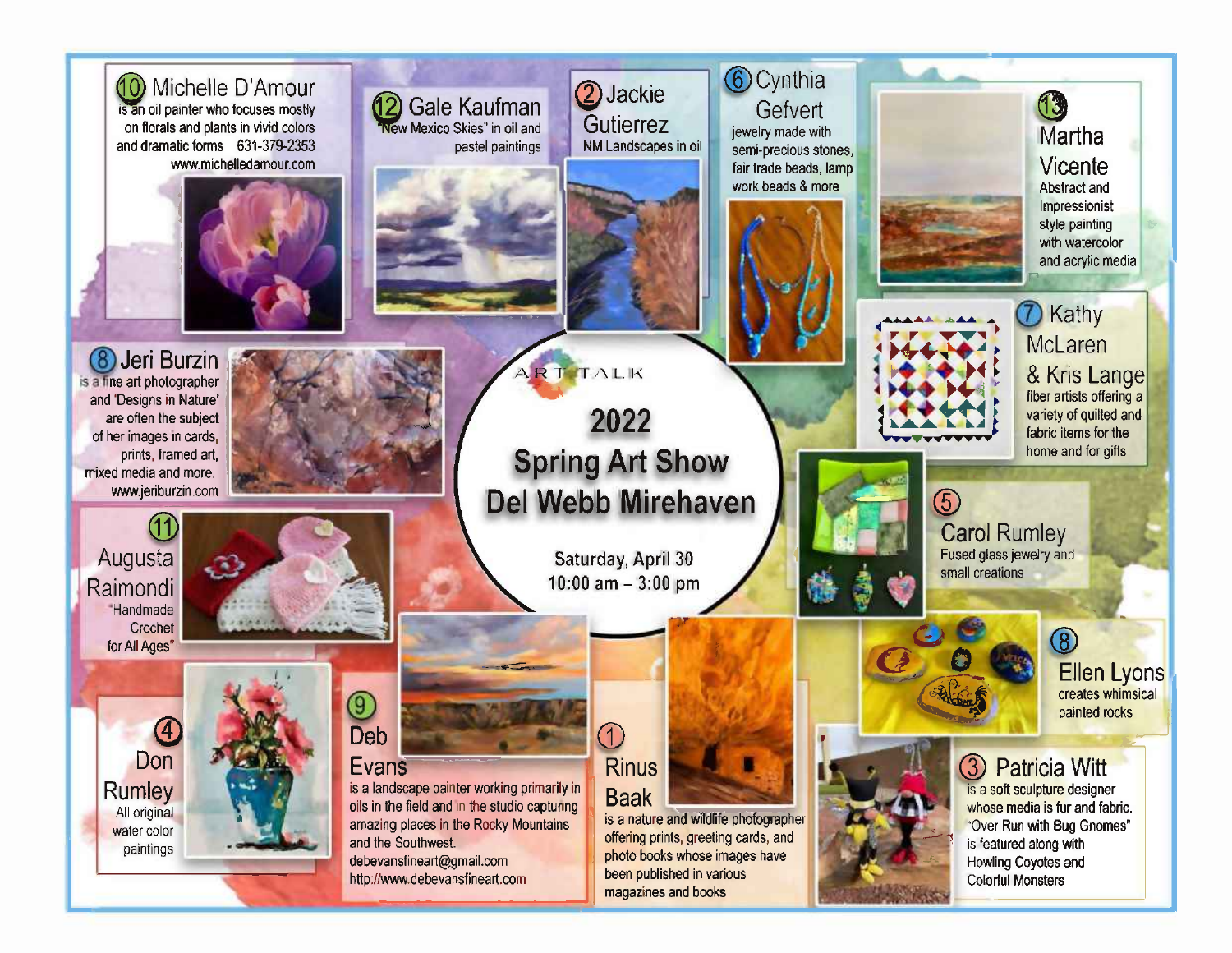# 2022 Spring Art Show Del Webb Mirehaven

ART TALK

Saturday, April 30
10:00 am – 3:00 pm

## 10 Michelle D'Amour

is an oil painter who focuses mostly on florals and plants in vivid colors and dramatic forms 631-379-2353 www.michelledamour.com

## 12 Gale Kaufman

"New Mexico Skies" in oil and pastel paintings

## 2 Jackie Gutierrez

NM Landscapes in oil

## 6 Cynthia Gefvert

jewelry made with semi-precious stones, fair trade beads, lamp work beads & more

## 13 Martha Vicente

Abstract and Impressionist style painting with watercolor and acrylic media

## 8 Jeri Burzin

is a fine art photographer and 'Designs in Nature' are often the subject of her images in cards, prints, framed art, mixed media and more. www.jeriburzin.com

## 7 Kathy McLaren & Kris Lange

fiber artists offering a variety of quilted and fabric items for the home and for gifts

## 11 Augusta Raimondi

"Handmade Crochet for All Ages"

## 5 Carol Rumley

Fused glass jewelry and small creations

## 8 Ellen Lyons

creates whimsical painted rocks

## 4 Don Rumley

All original water color paintings

## 9 Deb Evans

is a landscape painter working primarily in oils in the field and in the studio capturing amazing places in the Rocky Mountains and the Southwest. debevansfineart@gmail.com http://www.debevansfineart.com

## 1 Rinus Baak

is a nature and wildlife photographer offering prints, greeting cards, and photo books whose images have been published in various magazines and books

## 3 Patricia Witt

is a soft sculpture designer whose media is fur and fabric. "Over Run with Bug Gnomes" is featured along with Howling Coyotes and Colorful Monsters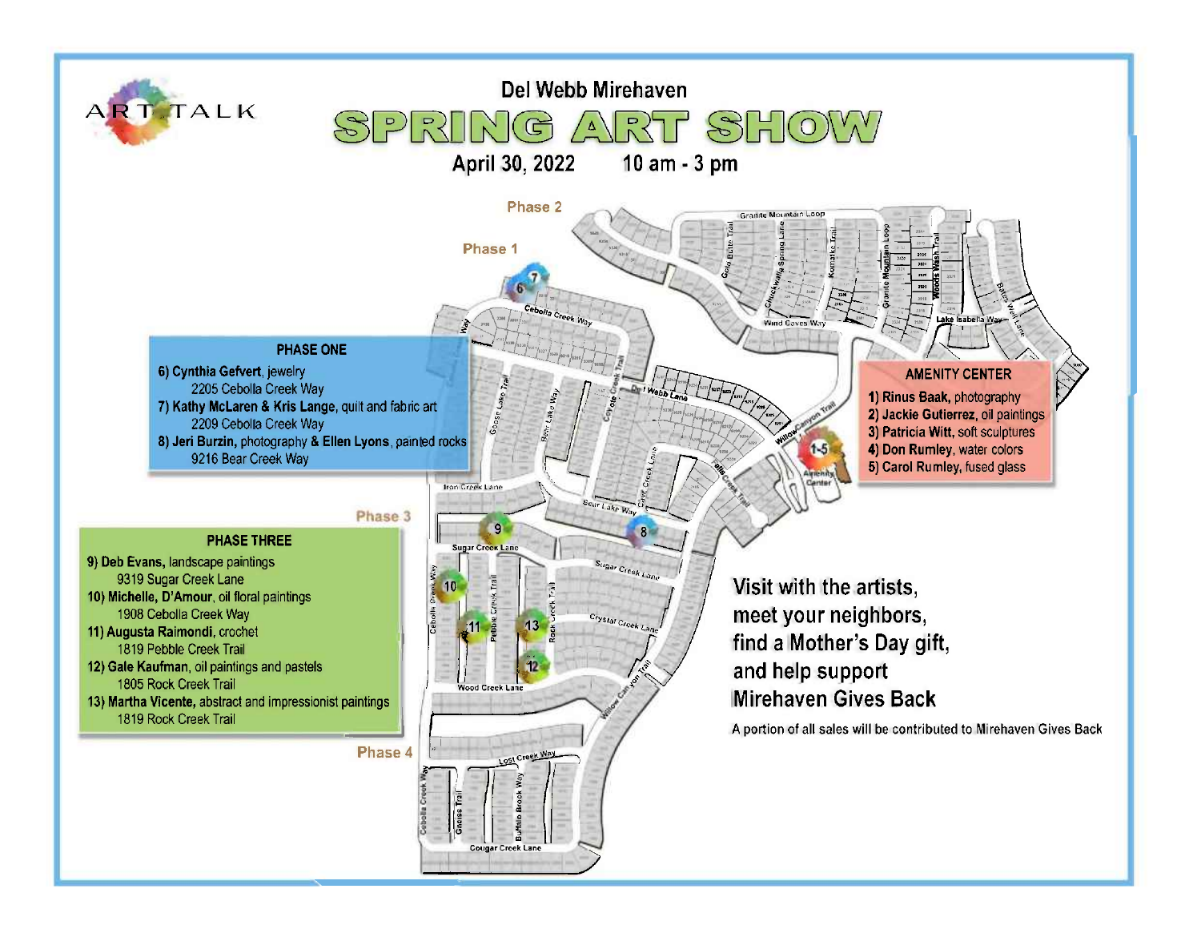ART TALK

# Del Webb Mirehaven

# SPRING ART SHOW

**April 30, 2022 10 am - 3 pm**

## PHASE ONE

6) **Cynthia Gefvert**, jewelry
   2205 Cebolla Creek Way
7) **Kathy McLaren & Kris Lange**, quilt and fabric art
   2209 Cebolla Creek Way
8) **Jeri Burzin**, photography **& Ellen Lyons**, painted rocks
   9216 Bear Creek Way

## AMENITY CENTER

1) **Rinus Baak**, photography
2) **Jackie Gutierrez**, oil paintings
3) **Patricia Witt**, soft sculptures
4) **Don Rumley**, water colors
5) **Carol Rumley**, fused glass

## PHASE THREE

9) **Deb Evans**, landscape paintings
   9319 Sugar Creek Lane
10) **Michelle, D'Amour**, oil floral paintings
   1908 Cebolla Creek Way
11) **Augusta Raimondi**, crochet
   1819 Pebble Creek Trail
12) **Gale Kaufman**, oil paintings and pastels
   1805 Rock Creek Trail
13) **Martha Vicente**, abstract and impressionist paintings
   1819 Rock Creek Trail

Visit with the artists,
meet your neighbors,
find a Mother's Day gift,
and help support
Mirehaven Gives Back

A portion of all sales will be contributed to Mirehaven Gives Back